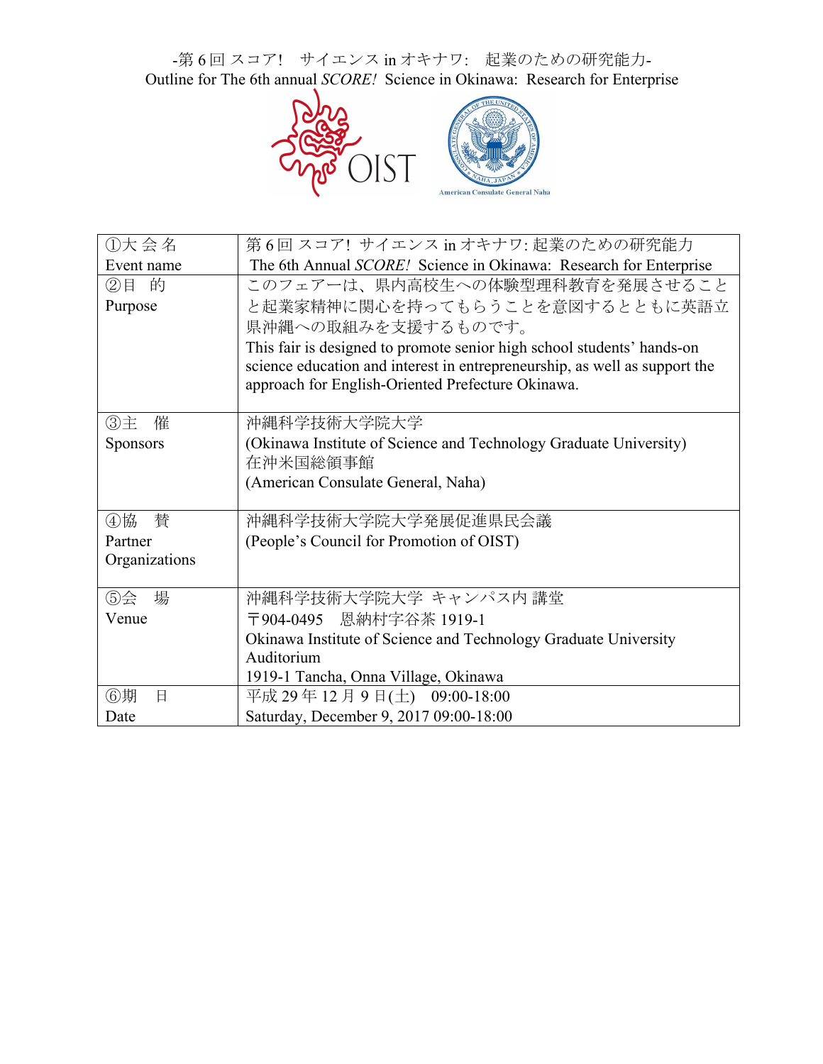-第 6 回 スコア!　サイエンス in オキナワ:　起業のための研究能力-

Outline for The 6th annual *SCORE!* Science in Okinawa:  Research for Enterprise

American Consulate General Naha

| ①大 会 名<br>Event name | 第 6 回 スコア! サイエンス in オキナワ: 起業のための研究能力<br>The 6th Annual *SCORE!* Science in Okinawa:  Research for Enterprise |
|---|---|
| ②目　的<br>Purpose | このフェアーは、県内高校生への体験型理科教育を発展させることと起業家精神に関心を持ってもらうことを意図するとともに英語立県沖縄への取組みを支援するものです。<br>This fair is designed to promote senior high school students' hands-on science education and interest in entrepreneurship, as well as support the approach for English-Oriented Prefecture Okinawa. |
| ③主　催<br>Sponsors | 沖縄科学技術大学院大学<br>(Okinawa Institute of Science and Technology Graduate University)<br>在沖米国総領事館<br>(American Consulate General, Naha) |
| ④協　賛<br>Partner Organizations | 沖縄科学技術大学院大学発展促進県民会議<br>(People's Council for Promotion of OIST) |
| ⑤会　場<br>Venue | 沖縄科学技術大学院大学 キャンパス内 講堂<br>〒904-0495　恩納村字谷茶 1919-1<br>Okinawa Institute of Science and Technology Graduate University Auditorium<br>1919-1 Tancha, Onna Village, Okinawa |
| ⑥期　日<br>Date | 平成 29 年 12 月 9 日(土)　09:00-18:00<br>Saturday, December 9, 2017 09:00-18:00 |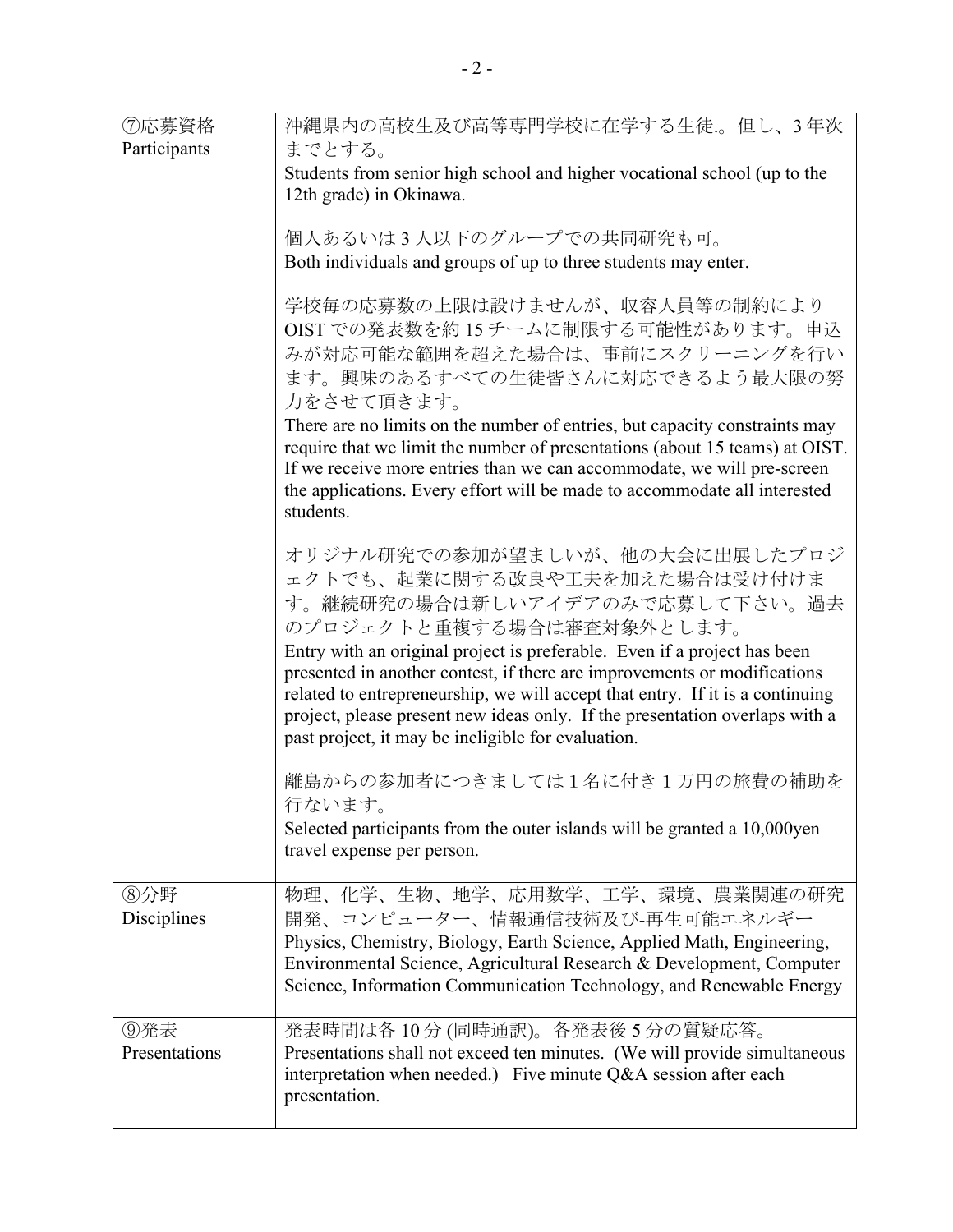| ⑦応募資格 Participants | 沖縄県内の高校生及び高等専門学校に在学する生徒.。但し、3 年次までとする。<br>Students from senior high school and higher vocational school (up to the 12th grade) in Okinawa.<br><br>個人あるいは 3 人以下のグループでの共同研究も可。<br>Both individuals and groups of up to three students may enter.<br><br>学校毎の応募数の上限は設けませんが、収容人員等の制約により OIST での発表数を約 15 チームに制限する可能性があります。申込みが対応可能な範囲を超えた場合は、事前にスクリーニングを行います。興味のあるすべての生徒皆さんに対応できるよう最大限の努力をさせて頂きます。<br>There are no limits on the number of entries, but capacity constraints may require that we limit the number of presentations (about 15 teams) at OIST. If we receive more entries than we can accommodate, we will pre-screen the applications. Every effort will be made to accommodate all interested students.<br><br>オリジナル研究での参加が望ましいが、他の大会に出展したプロジェクトでも、起業に関する改良や工夫を加えた場合は受け付けます。継続研究の場合は新しいアイデアのみで応募して下さい。過去のプロジェクトと重複する場合は審査対象外とします。<br>Entry with an original project is preferable. Even if a project has been presented in another contest, if there are improvements or modifications related to entrepreneurship, we will accept that entry. If it is a continuing project, please present new ideas only. If the presentation overlaps with a past project, it may be ineligible for evaluation.<br><br>離島からの参加者につきましては 1 名に付き 1 万円の旅費の補助を行ないます。<br>Selected participants from the outer islands will be granted a 10,000yen travel expense per person. |
|---|---|
| ⑧分野 Disciplines | 物理、化学、生物、地学、応用数学、工学、環境、農業関連の研究開発、コンピューター、情報通信技術及び-再生可能エネルギー<br>Physics, Chemistry, Biology, Earth Science, Applied Math, Engineering, Environmental Science, Agricultural Research & Development, Computer Science, Information Communication Technology, and Renewable Energy |
| ⑨発表 Presentations | 発表時間は各 10 分 (同時通訳)。各発表後 5 分の質疑応答。<br>Presentations shall not exceed ten minutes. (We will provide simultaneous interpretation when needed.) Five minute Q&A session after each presentation. |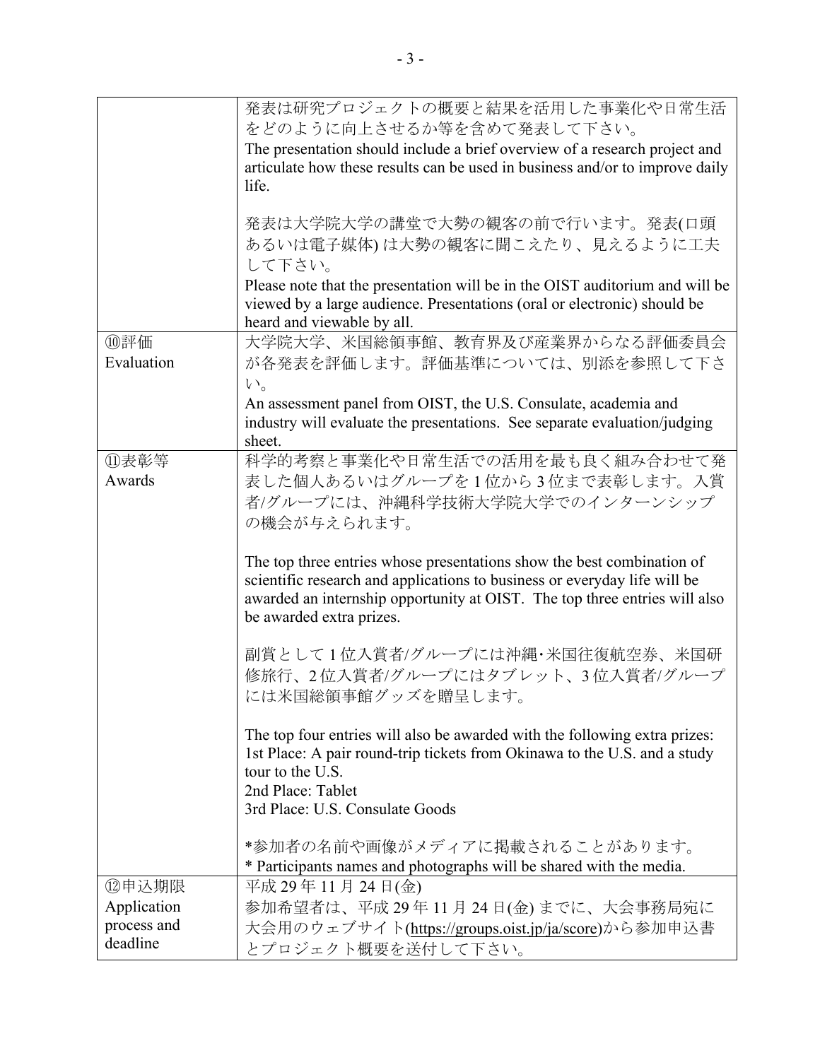| | |
|---|---|
| | 発表は研究プロジェクトの概要と結果を活用した事業化や日常生活をどのように向上させるか等を含めて発表して下さい。<br>The presentation should include a brief overview of a research project and articulate how these results can be used in business and/or to improve daily life.<br><br>発表は大学院大学の講堂で大勢の観客の前で行います。発表(口頭あるいは電子媒体) は大勢の観客に聞こえたり、見えるように工夫して下さい。<br>Please note that the presentation will be in the OIST auditorium and will be viewed by a large audience. Presentations (oral or electronic) should be heard and viewable by all. |
| ⑩評価<br>Evaluation | 大学院大学、米国総領事館、教育界及び産業界からなる評価委員会が各発表を評価します。評価基準については、別添を参照して下さい。<br>An assessment panel from OIST, the U.S. Consulate, academia and industry will evaluate the presentations. See separate evaluation/judging sheet. |
| ⑪表彰等<br>Awards | 科学的考察と事業化や日常生活での活用を最も良く組み合わせて発表した個人あるいはグループを 1 位から 3 位まで表彰します。入賞者/グループには、沖縄科学技術大学院大学でのインターンシップの機会が与えられます。<br><br>The top three entries whose presentations show the best combination of scientific research and applications to business or everyday life will be awarded an internship opportunity at OIST. The top three entries will also be awarded extra prizes.<br><br>副賞として 1 位入賞者/グループには沖縄･米国往復航空券、米国研修旅行、2 位入賞者/グループにはタブレット、3 位入賞者/グループには米国総領事館グッズを贈呈します。<br><br>The top four entries will also be awarded with the following extra prizes:<br>1st Place: A pair round-trip tickets from Okinawa to the U.S. and a study tour to the U.S.<br>2nd Place: Tablet<br>3rd Place: U.S. Consulate Goods<br><br>*参加者の名前や画像がメディアに掲載されることがあります。<br>* Participants names and photographs will be shared with the media. |
| ⑫申込期限<br>Application process and deadline | 平成 29 年 11 月 24 日(金)<br>参加希望者は、平成 29 年 11 月 24 日(金) までに、大会事務局宛に大会用のウェブサイト(https://groups.oist.jp/ja/score)から参加申込書とプロジェクト概要を送付して下さい。 |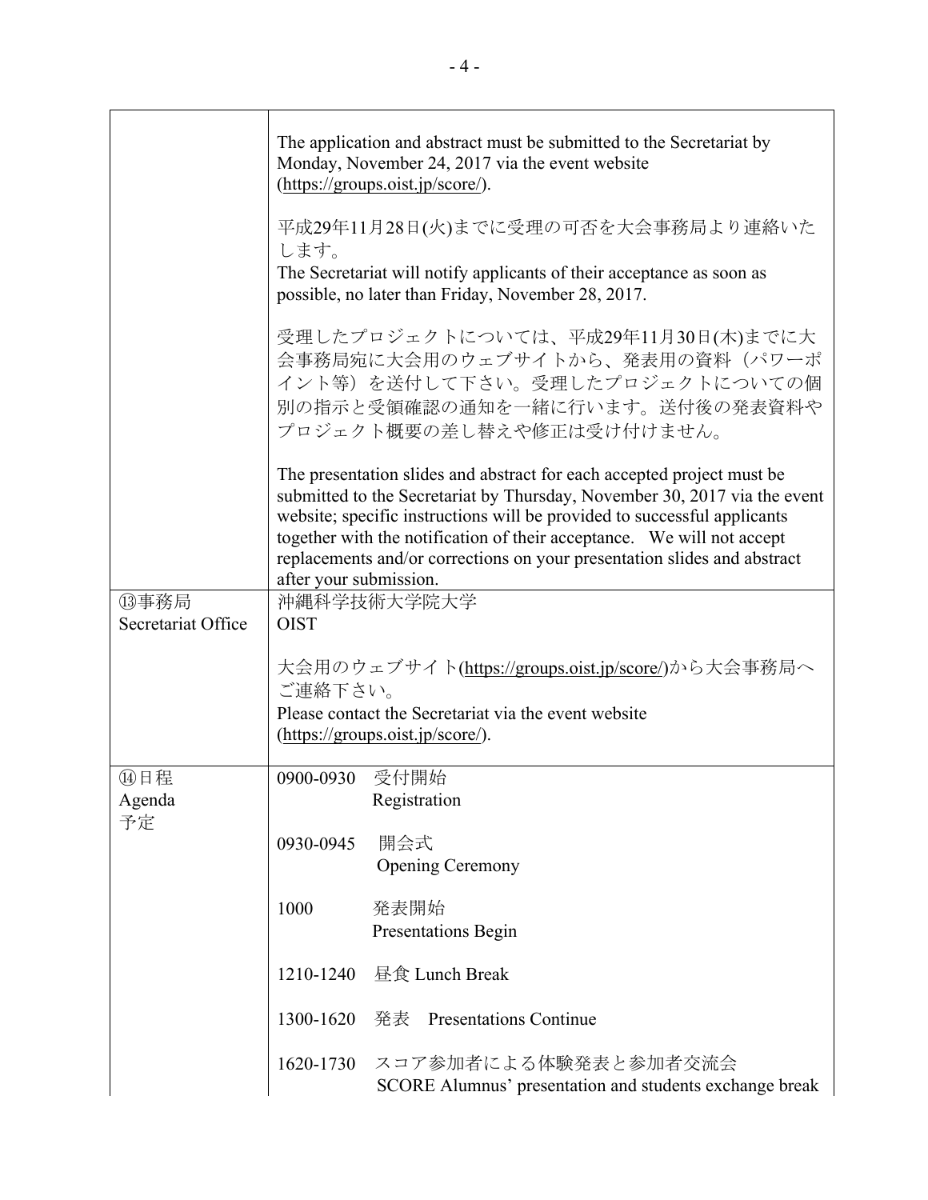| | |
|---|---|
| | The application and abstract must be submitted to the Secretariat by Monday, November 24, 2017 via the event website (https://groups.oist.jp/score/).<br><br>平成29年11月28日(火)までに受理の可否を大会事務局より連絡いたします。<br>The Secretariat will notify applicants of their acceptance as soon as possible, no later than Friday, November 28, 2017.<br><br>受理したプロジェクトについては、平成29年11月30日(木)までに大会事務局宛に大会用のウェブサイトから、発表用の資料（パワーポイント等）を送付して下さい。受理したプロジェクトについての個別の指示と受領確認の通知を一緒に行います。送付後の発表資料やプロジェクト概要の差し替えや修正は受け付けません。<br><br>The presentation slides and abstract for each accepted project must be submitted to the Secretariat by Thursday, November 30, 2017 via the event website; specific instructions will be provided to successful applicants together with the notification of their acceptance. We will not accept replacements and/or corrections on your presentation slides and abstract after your submission. |
| ⑬事務局<br>Secretariat Office | 沖縄科学技術大学院大学<br>OIST<br><br>大会用のウェブサイト(https://groups.oist.jp/score/)から大会事務局へご連絡下さい。<br>Please contact the Secretariat via the event website (https://groups.oist.jp/score/). |
| ⑭日程<br>Agenda<br>予定 | 0900-0930 受付開始<br>Registration<br><br>0930-0945 開会式<br>Opening Ceremony<br><br>1000 発表開始<br>Presentations Begin<br><br>1210-1240 昼食 Lunch Break<br><br>1300-1620 発表 Presentations Continue<br><br>1620-1730 スコア参加者による体験発表と参加者交流会<br>SCORE Alumnus' presentation and students exchange break |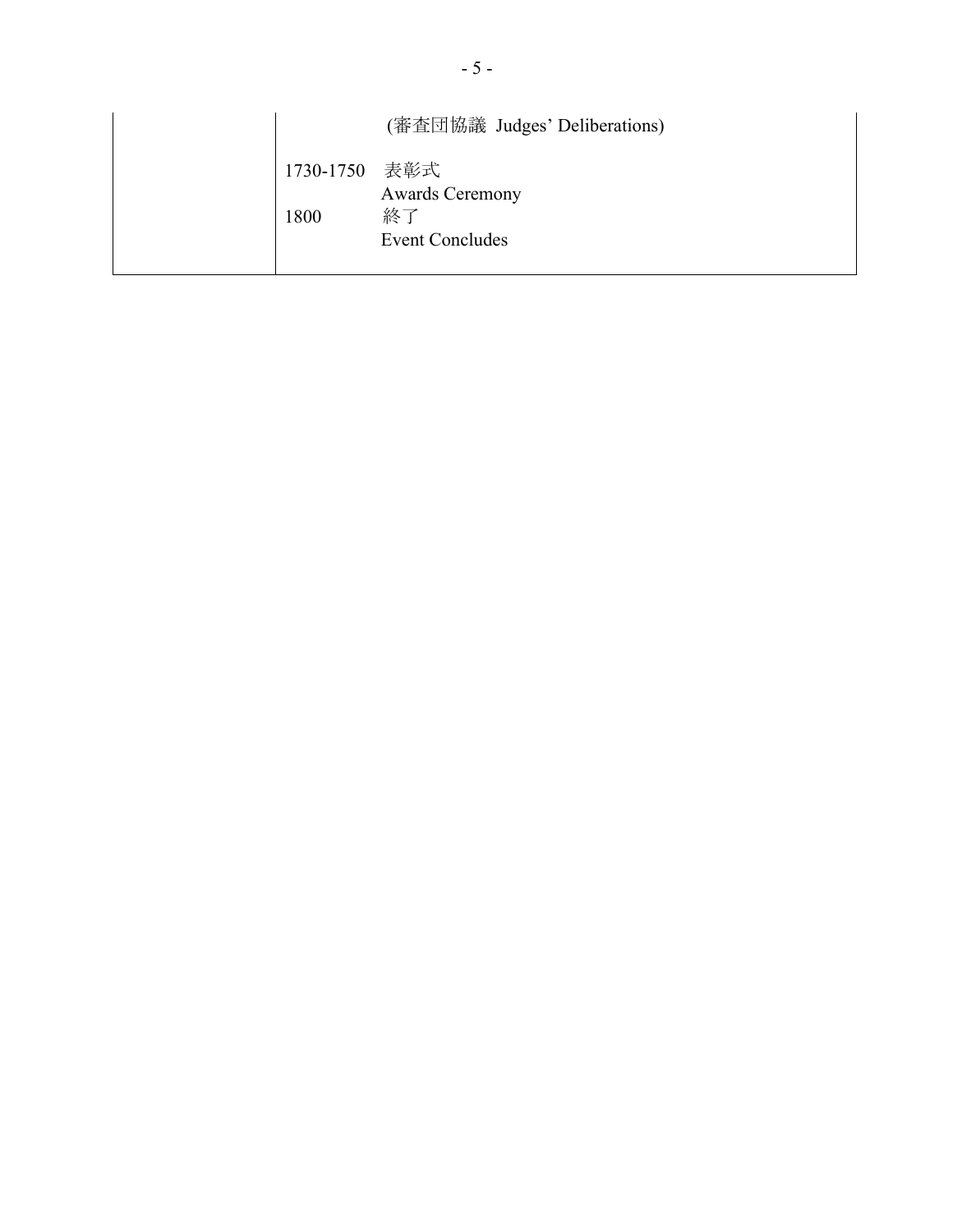| | |
|---|---|
| | (審査団協議 Judges' Deliberations)<br><br>1730-1750 表彰式<br>Awards Ceremony<br>1800 終了<br>Event Concludes |